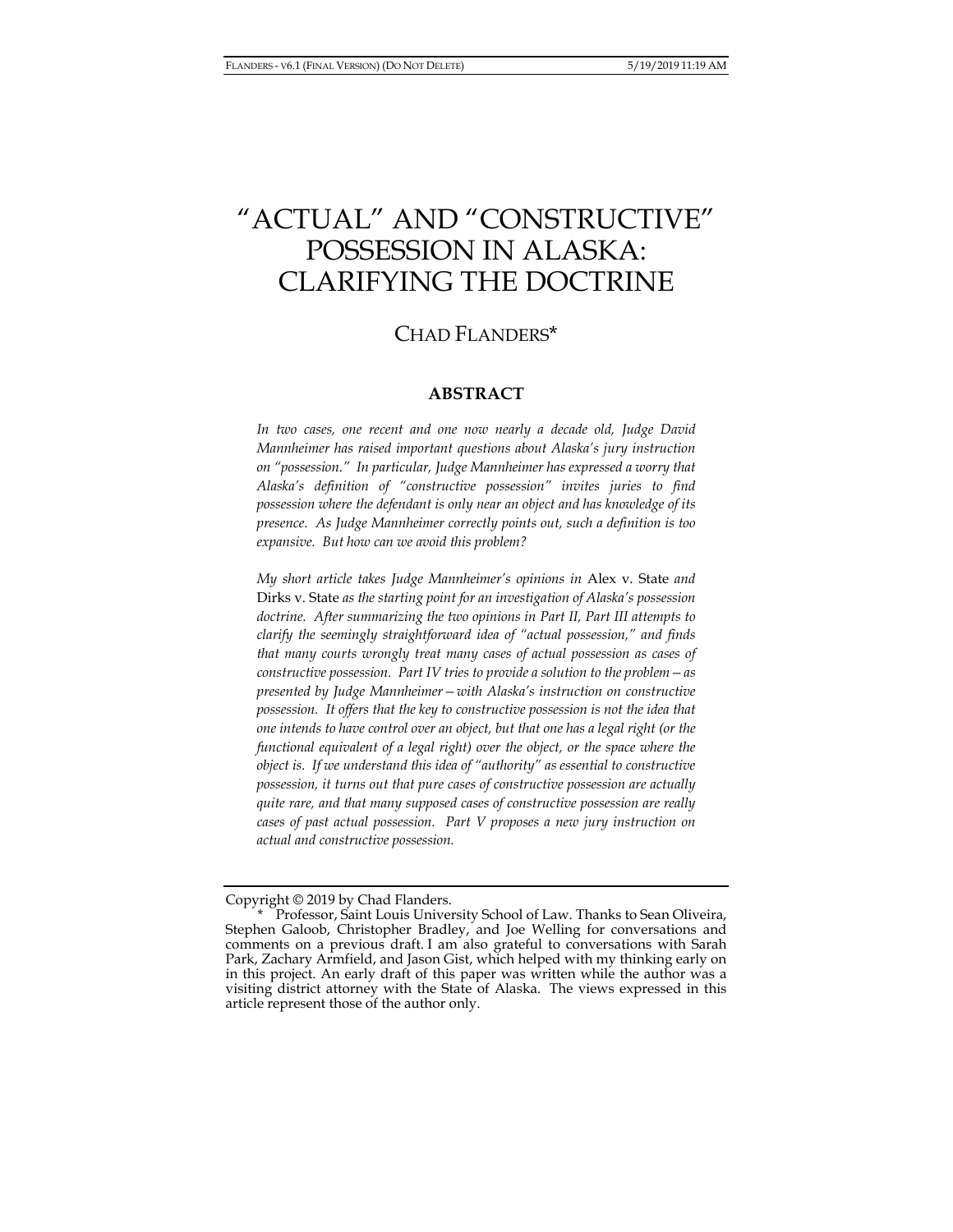# "ACTUAL" AND "CONSTRUCTIVE" POSSESSION IN ALASKA: CLARIFYING THE DOCTRINE

## CHAD FLANDERS*

### ABSTRACT

*In two cases, one recent and one now nearly a decade old, Judge David Mannheimer has raised important questions about Alaska's jury instruction on "possession." In particular, Judge Mannheimer has expressed a worry that Alaska's definition of "constructive possession" invites juries to find possession where the defendant is only near an object and has knowledge of its presence. As Judge Mannheimer correctly points out, such a definition is too expansive. But how can we avoid this problem?*

*My short article takes Judge Mannheimer's opinions in* Alex v. State *and* Dirks v. State *as the starting point for an investigation of Alaska's possession doctrine. After summarizing the two opinions in Part II, Part III attempts to clarify the seemingly straightforward idea of "actual possession," and finds that many courts wrongly treat many cases of actual possession as cases of constructive possession. Part IV tries to provide a solution to the problem—as presented by Judge Mannheimer—with Alaska's instruction on constructive possession. It offers that the key to constructive possession is not the idea that one intends to have control over an object, but that one has a legal right (or the functional equivalent of a legal right) over the object, or the space where the object is. If we understand this idea of "authority" as essential to constructive possession, it turns out that pure cases of constructive possession are actually quite rare, and that many supposed cases of constructive possession are really cases of past actual possession. Part V proposes a new jury instruction on actual and constructive possession.*

---

Copyright © 2019 by Chad Flanders.

\* Professor, Saint Louis University School of Law. Thanks to Sean Oliveira, Stephen Galoob, Christopher Bradley, and Joe Welling for conversations and comments on a previous draft. I am also grateful to conversations with Sarah Park, Zachary Armfield, and Jason Gist, which helped with my thinking early on in this project. An early draft of this paper was written while the author was a visiting district attorney with the State of Alaska. The views expressed in this article represent those of the author only.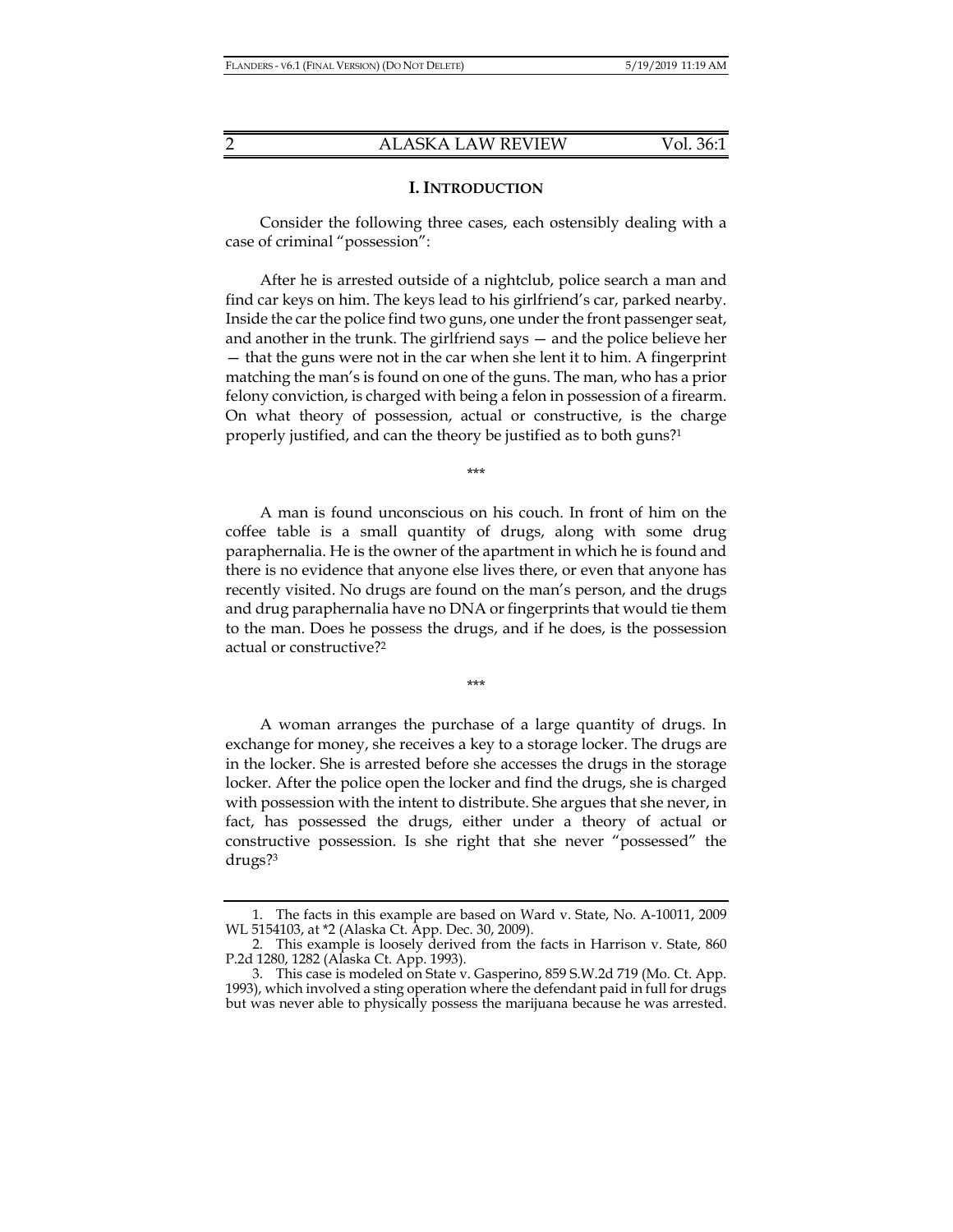## I. INTRODUCTION

Consider the following three cases, each ostensibly dealing with a case of criminal "possession":

After he is arrested outside of a nightclub, police search a man and find car keys on him. The keys lead to his girlfriend's car, parked nearby. Inside the car the police find two guns, one under the front passenger seat, and another in the trunk. The girlfriend says — and the police believe her — that the guns were not in the car when she lent it to him. A fingerprint matching the man's is found on one of the guns. The man, who has a prior felony conviction, is charged with being a felon in possession of a firearm. On what theory of possession, actual or constructive, is the charge properly justified, and can the theory be justified as to both guns?[1]

\*\*\*

A man is found unconscious on his couch. In front of him on the coffee table is a small quantity of drugs, along with some drug paraphernalia. He is the owner of the apartment in which he is found and there is no evidence that anyone else lives there, or even that anyone has recently visited. No drugs are found on the man's person, and the drugs and drug paraphernalia have no DNA or fingerprints that would tie them to the man. Does he possess the drugs, and if he does, is the possession actual or constructive?[2]

\*\*\*

A woman arranges the purchase of a large quantity of drugs. In exchange for money, she receives a key to a storage locker. The drugs are in the locker. She is arrested before she accesses the drugs in the storage locker. After the police open the locker and find the drugs, she is charged with possession with the intent to distribute. She argues that she never, in fact, has possessed the drugs, either under a theory of actual or constructive possession. Is she right that she never "possessed" the drugs?[3]

---

1. The facts in this example are based on Ward v. State, No. A-10011, 2009 WL 5154103, at *2 (Alaska Ct. App. Dec. 30, 2009).

2. This example is loosely derived from the facts in Harrison v. State, 860 P.2d 1280, 1282 (Alaska Ct. App. 1993).

3. This case is modeled on State v. Gasperino, 859 S.W.2d 719 (Mo. Ct. App. 1993), which involved a sting operation where the defendant paid in full for drugs but was never able to physically possess the marijuana because he was arrested.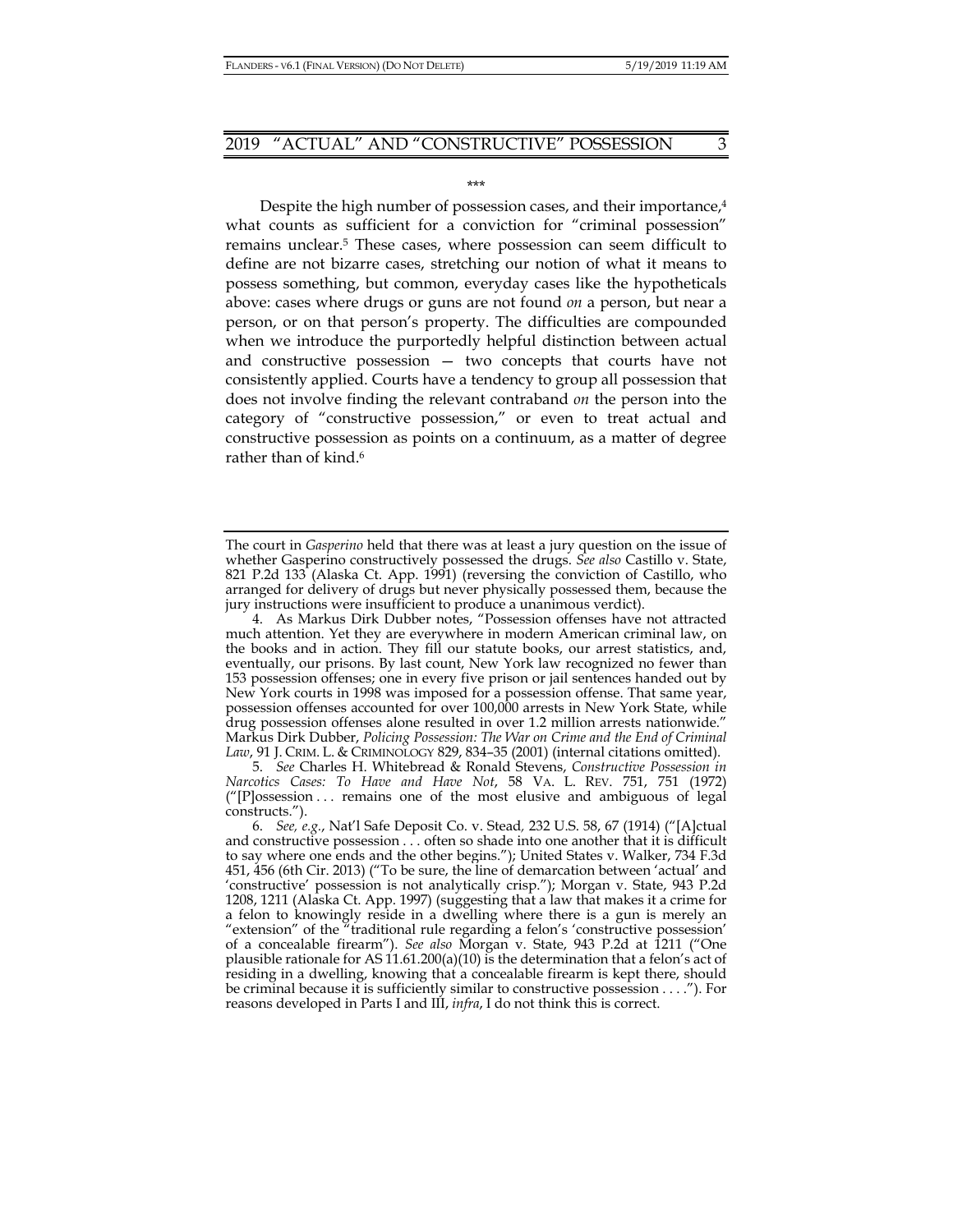\*\*\*

Despite the high number of possession cases, and their importance,[4] what counts as sufficient for a conviction for "criminal possession" remains unclear.[5] These cases, where possession can seem difficult to define are not bizarre cases, stretching our notion of what it means to possess something, but common, everyday cases like the hypotheticals above: cases where drugs or guns are not found *on* a person, but near a person, or on that person's property. The difficulties are compounded when we introduce the purportedly helpful distinction between actual and constructive possession — two concepts that courts have not consistently applied. Courts have a tendency to group all possession that does not involve finding the relevant contraband *on* the person into the category of "constructive possession," or even to treat actual and constructive possession as points on a continuum, as a matter of degree rather than of kind.[6]

---

The court in *Gasperino* held that there was at least a jury question on the issue of whether Gasperino constructively possessed the drugs. *See also* Castillo v. State, 821 P.2d 133 (Alaska Ct. App. 1991) (reversing the conviction of Castillo, who arranged for delivery of drugs but never physically possessed them, because the jury instructions were insufficient to produce a unanimous verdict).

4. As Markus Dirk Dubber notes, "Possession offenses have not attracted much attention. Yet they are everywhere in modern American criminal law, on the books and in action. They fill our statute books, our arrest statistics, and, eventually, our prisons. By last count, New York law recognized no fewer than 153 possession offenses; one in every five prison or jail sentences handed out by New York courts in 1998 was imposed for a possession offense. That same year, possession offenses accounted for over 100,000 arrests in New York State, while drug possession offenses alone resulted in over 1.2 million arrests nationwide." Markus Dirk Dubber, *Policing Possession: The War on Crime and the End of Criminal Law*, 91 J. CRIM. L. & CRIMINOLOGY 829, 834–35 (2001) (internal citations omitted).

5. *See* Charles H. Whitebread & Ronald Stevens, *Constructive Possession in Narcotics Cases: To Have and Have Not*, 58 VA. L. REV. 751, 751 (1972) ("[P]ossession . . . remains one of the most elusive and ambiguous of legal constructs.").

6. *See, e.g.*, Nat'l Safe Deposit Co. v. Stead, 232 U.S. 58, 67 (1914) ("[A]ctual and constructive possession . . . often so shade into one another that it is difficult to say where one ends and the other begins."); United States v. Walker, 734 F.3d 451, 456 (6th Cir. 2013) ("To be sure, the line of demarcation between 'actual' and 'constructive' possession is not analytically crisp."); Morgan v. State, 943 P.2d 1208, 1211 (Alaska Ct. App. 1997) (suggesting that a law that makes it a crime for a felon to knowingly reside in a dwelling where there is a gun is merely an "extension" of the "traditional rule regarding a felon's 'constructive possession' of a concealable firearm"). *See also* Morgan v. State, 943 P.2d at 1211 ("One plausible rationale for AS 11.61.200(a)(10) is the determination that a felon's act of residing in a dwelling, knowing that a concealable firearm is kept there, should be criminal because it is sufficiently similar to constructive possession . . . ."). For reasons developed in Parts I and III, *infra*, I do not think this is correct.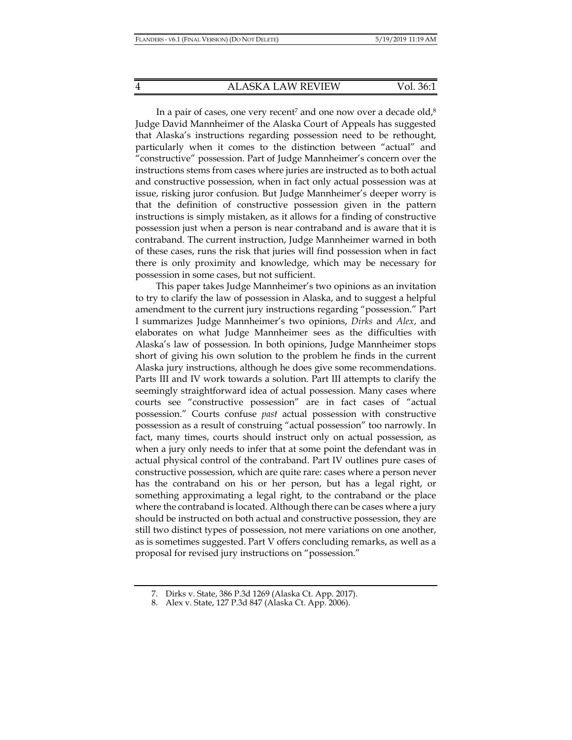In a pair of cases, one very recent[7] and one now over a decade old,[8] Judge David Mannheimer of the Alaska Court of Appeals has suggested that Alaska's instructions regarding possession need to be rethought, particularly when it comes to the distinction between "actual" and "constructive" possession. Part of Judge Mannheimer's concern over the instructions stems from cases where juries are instructed as to both actual and constructive possession, when in fact only actual possession was at issue, risking juror confusion. But Judge Mannheimer's deeper worry is that the definition of constructive possession given in the pattern instructions is simply mistaken, as it allows for a finding of constructive possession just when a person is near contraband and is aware that it is contraband. The current instruction, Judge Mannheimer warned in both of these cases, runs the risk that juries will find possession when in fact there is only proximity and knowledge, which may be necessary for possession in some cases, but not sufficient.

This paper takes Judge Mannheimer's two opinions as an invitation to try to clarify the law of possession in Alaska, and to suggest a helpful amendment to the current jury instructions regarding "possession." Part I summarizes Judge Mannheimer's two opinions, *Dirks* and *Alex*, and elaborates on what Judge Mannheimer sees as the difficulties with Alaska's law of possession. In both opinions, Judge Mannheimer stops short of giving his own solution to the problem he finds in the current Alaska jury instructions, although he does give some recommendations. Parts III and IV work towards a solution. Part III attempts to clarify the seemingly straightforward idea of actual possession. Many cases where courts see "constructive possession" are in fact cases of "actual possession." Courts confuse *past* actual possession with constructive possession as a result of construing "actual possession" too narrowly. In fact, many times, courts should instruct only on actual possession, as when a jury only needs to infer that at some point the defendant was in actual physical control of the contraband. Part IV outlines pure cases of constructive possession, which are quite rare: cases where a person never has the contraband on his or her person, but has a legal right, or something approximating a legal right, to the contraband or the place where the contraband is located. Although there can be cases where a jury should be instructed on both actual and constructive possession, they are still two distinct types of possession, not mere variations on one another, as is sometimes suggested. Part V offers concluding remarks, as well as a proposal for revised jury instructions on "possession."

7. Dirks v. State, 386 P.3d 1269 (Alaska Ct. App. 2017).

8. Alex v. State, 127 P.3d 847 (Alaska Ct. App. 2006).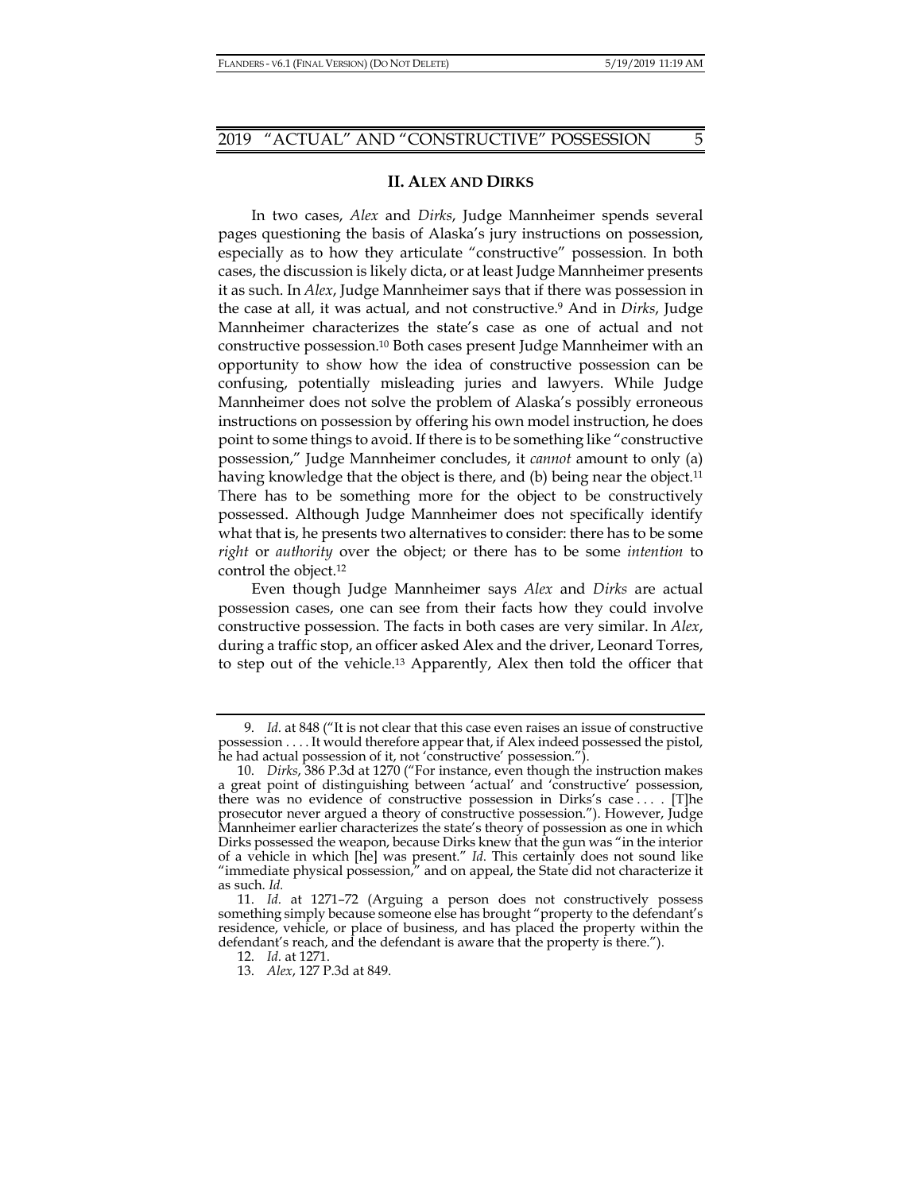## II. ALEX AND DIRKS

In two cases, *Alex* and *Dirks*, Judge Mannheimer spends several pages questioning the basis of Alaska's jury instructions on possession, especially as to how they articulate "constructive" possession. In both cases, the discussion is likely dicta, or at least Judge Mannheimer presents it as such. In *Alex*, Judge Mannheimer says that if there was possession in the case at all, it was actual, and not constructive.[9] And in *Dirks*, Judge Mannheimer characterizes the state's case as one of actual and not constructive possession.[10] Both cases present Judge Mannheimer with an opportunity to show how the idea of constructive possession can be confusing, potentially misleading juries and lawyers. While Judge Mannheimer does not solve the problem of Alaska's possibly erroneous instructions on possession by offering his own model instruction, he does point to some things to avoid. If there is to be something like "constructive possession," Judge Mannheimer concludes, it *cannot* amount to only (a) having knowledge that the object is there, and (b) being near the object.[11] There has to be something more for the object to be constructively possessed. Although Judge Mannheimer does not specifically identify what that is, he presents two alternatives to consider: there has to be some *right* or *authority* over the object; or there has to be some *intention* to control the object.[12]

Even though Judge Mannheimer says *Alex* and *Dirks* are actual possession cases, one can see from their facts how they could involve constructive possession. The facts in both cases are very similar. In *Alex*, during a traffic stop, an officer asked Alex and the driver, Leonard Torres, to step out of the vehicle.[13] Apparently, Alex then told the officer that

---

9. *Id.* at 848 ("It is not clear that this case even raises an issue of constructive possession . . . . It would therefore appear that, if Alex indeed possessed the pistol, he had actual possession of it, not 'constructive' possession.").

10. *Dirks*, 386 P.3d at 1270 ("For instance, even though the instruction makes a great point of distinguishing between 'actual' and 'constructive' possession, there was no evidence of constructive possession in Dirks's case . . . . [T]he prosecutor never argued a theory of constructive possession."). However, Judge Mannheimer earlier characterizes the state's theory of possession as one in which Dirks possessed the weapon, because Dirks knew that the gun was "in the interior of a vehicle in which [he] was present." *Id.* This certainly does not sound like "immediate physical possession," and on appeal, the State did not characterize it as such. *Id.*

11. *Id.* at 1271–72 (Arguing a person does not constructively possess something simply because someone else has brought "property to the defendant's residence, vehicle, or place of business, and has placed the property within the defendant's reach, and the defendant is aware that the property is there.").

12. *Id.* at 1271.

13. *Alex*, 127 P.3d at 849.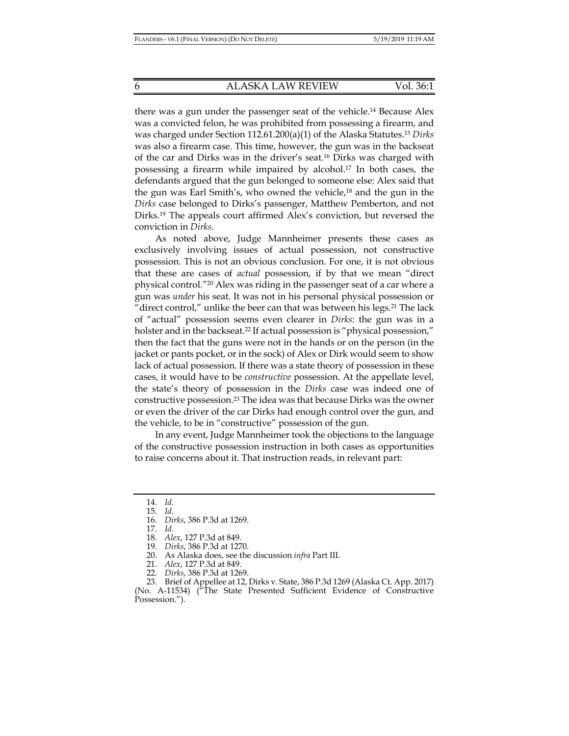there was a gun under the passenger seat of the vehicle.[14] Because Alex was a convicted felon, he was prohibited from possessing a firearm, and was charged under Section 112.61.200(a)(1) of the Alaska Statutes.[15] *Dirks* was also a firearm case. This time, however, the gun was in the backseat of the car and Dirks was in the driver's seat.[16] Dirks was charged with possessing a firearm while impaired by alcohol.[17] In both cases, the defendants argued that the gun belonged to someone else: Alex said that the gun was Earl Smith's, who owned the vehicle,[18] and the gun in the *Dirks* case belonged to Dirks's passenger, Matthew Pemberton, and not Dirks.[19] The appeals court affirmed Alex's conviction, but reversed the conviction in *Dirks*.

As noted above, Judge Mannheimer presents these cases as exclusively involving issues of actual possession, not constructive possession. This is not an obvious conclusion. For one, it is not obvious that these are cases of *actual* possession, if by that we mean "direct physical control."[20] Alex was riding in the passenger seat of a car where a gun was *under* his seat. It was not in his personal physical possession or "direct control," unlike the beer can that was between his legs.[21] The lack of "actual" possession seems even clearer in *Dirks*: the gun was in a holster and in the backseat.[22] If actual possession is "physical possession," then the fact that the guns were not in the hands or on the person (in the jacket or pants pocket, or in the sock) of Alex or Dirk would seem to show lack of actual possession. If there was a state theory of possession in these cases, it would have to be *constructive* possession. At the appellate level, the state's theory of possession in the *Dirks* case was indeed one of constructive possession.[23] The idea was that because Dirks was the owner or even the driver of the car Dirks had enough control over the gun, and the vehicle, to be in "constructive" possession of the gun.

In any event, Judge Mannheimer took the objections to the language of the constructive possession instruction in both cases as opportunities to raise concerns about it. That instruction reads, in relevant part:

---

14. *Id.*
15. *Id.*
16. *Dirks*, 386 P.3d at 1269.
17. *Id.*
18. *Alex*, 127 P.3d at 849.
19. *Dirks*, 386 P.3d at 1270.
20. As Alaska does, see the discussion *infra* Part III.
21. *Alex*, 127 P.3d at 849.
22. *Dirks*, 386 P.3d at 1269.
23. Brief of Appellee at 12, Dirks v. State, 386 P.3d 1269 (Alaska Ct. App. 2017) (No. A-11534) ("The State Presented Sufficient Evidence of Constructive Possession.").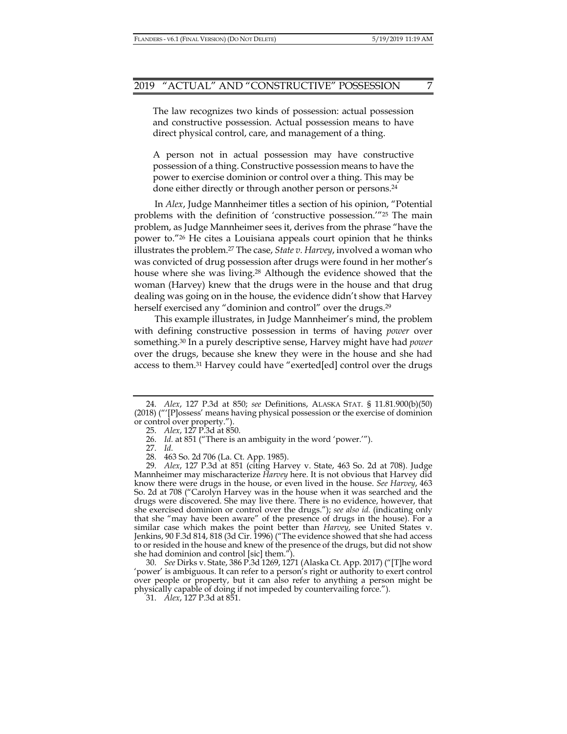> The law recognizes two kinds of possession: actual possession and constructive possession. Actual possession means to have direct physical control, care, and management of a thing.
>
> A person not in actual possession may have constructive possession of a thing. Constructive possession means to have the power to exercise dominion or control over a thing. This may be done either directly or through another person or persons.[24]

In *Alex*, Judge Mannheimer titles a section of his opinion, "Potential problems with the definition of 'constructive possession.'"[25] The main problem, as Judge Mannheimer sees it, derives from the phrase "have the power to."[26] He cites a Louisiana appeals court opinion that he thinks illustrates the problem.[27] The case, *State v. Harvey*, involved a woman who was convicted of drug possession after drugs were found in her mother's house where she was living.[28] Although the evidence showed that the woman (Harvey) knew that the drugs were in the house and that drug dealing was going on in the house, the evidence didn't show that Harvey herself exercised any "dominion and control" over the drugs.[29]

This example illustrates, in Judge Mannheimer's mind, the problem with defining constructive possession in terms of having *power* over something.[30] In a purely descriptive sense, Harvey might have had *power* over the drugs, because she knew they were in the house and she had access to them.[31] Harvey could have "exerted[ed] control over the drugs

---

24. *Alex*, 127 P.3d at 850; *see* Definitions, ALASKA STAT. § 11.81.900(b)(50) (2018) ("'[P]ossess' means having physical possession or the exercise of dominion or control over property.").

25. *Alex*, 127 P.3d at 850.

26. *Id.* at 851 ("There is an ambiguity in the word 'power.'").

27. *Id.*

28. 463 So. 2d 706 (La. Ct. App. 1985).

29. *Alex*, 127 P.3d at 851 (citing Harvey v. State, 463 So. 2d at 708). Judge Mannheimer may mischaracterize *Harvey* here. It is not obvious that Harvey did know there were drugs in the house, or even lived in the house. *See Harvey*, 463 So. 2d at 708 ("Carolyn Harvey was in the house when it was searched and the drugs were discovered. She may live there. There is no evidence, however, that she exercised dominion or control over the drugs."); *see also id.* (indicating only that she "may have been aware" of the presence of drugs in the house). For a similar case which makes the point better than *Harvey*, see United States v. Jenkins, 90 F.3d 814, 818 (3d Cir. 1996) ("The evidence showed that she had access to or resided in the house and knew of the presence of the drugs, but did not show she had dominion and control [sic] them.").

30. *See* Dirks v. State, 386 P.3d 1269, 1271 (Alaska Ct. App. 2017) ("[T]he word 'power' is ambiguous. It can refer to a person's right or authority to exert control over people or property, but it can also refer to anything a person might be physically capable of doing if not impeded by countervailing force.").

31. *Alex*, 127 P.3d at 851.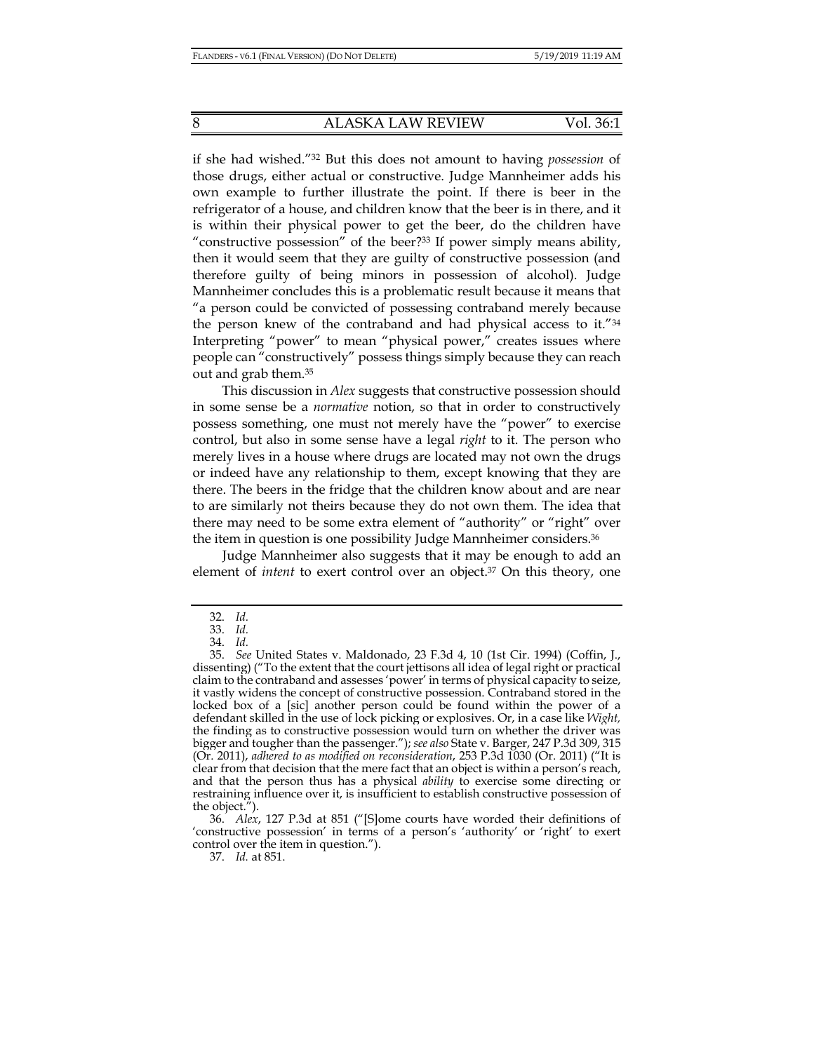if she had wished."[32] But this does not amount to having *possession* of those drugs, either actual or constructive. Judge Mannheimer adds his own example to further illustrate the point. If there is beer in the refrigerator of a house, and children know that the beer is in there, and it is within their physical power to get the beer, do the children have "constructive possession" of the beer?[33] If power simply means ability, then it would seem that they are guilty of constructive possession (and therefore guilty of being minors in possession of alcohol). Judge Mannheimer concludes this is a problematic result because it means that "a person could be convicted of possessing contraband merely because the person knew of the contraband and had physical access to it."[34] Interpreting "power" to mean "physical power," creates issues where people can "constructively" possess things simply because they can reach out and grab them.[35]

This discussion in *Alex* suggests that constructive possession should in some sense be a *normative* notion, so that in order to constructively possess something, one must not merely have the "power" to exercise control, but also in some sense have a legal *right* to it. The person who merely lives in a house where drugs are located may not own the drugs or indeed have any relationship to them, except knowing that they are there. The beers in the fridge that the children know about and are near to are similarly not theirs because they do not own them. The idea that there may need to be some extra element of "authority" or "right" over the item in question is one possibility Judge Mannheimer considers.[36]

Judge Mannheimer also suggests that it may be enough to add an element of *intent* to exert control over an object.[37] On this theory, one

---

32. *Id.*

33. *Id.*

34. *Id.*

35. *See* United States v. Maldonado, 23 F.3d 4, 10 (1st Cir. 1994) (Coffin, J., dissenting) ("To the extent that the court jettisons all idea of legal right or practical claim to the contraband and assesses 'power' in terms of physical capacity to seize, it vastly widens the concept of constructive possession. Contraband stored in the locked box of a [sic] another person could be found within the power of a defendant skilled in the use of lock picking or explosives. Or, in a case like *Wight,* the finding as to constructive possession would turn on whether the driver was bigger and tougher than the passenger."); *see also* State v. Barger, 247 P.3d 309, 315 (Or. 2011), *adhered to as modified on reconsideration*, 253 P.3d 1030 (Or. 2011) ("It is clear from that decision that the mere fact that an object is within a person's reach, and that the person thus has a physical *ability* to exercise some directing or restraining influence over it, is insufficient to establish constructive possession of the object.").

36. *Alex*, 127 P.3d at 851 ("[S]ome courts have worded their definitions of 'constructive possession' in terms of a person's 'authority' or 'right' to exert control over the item in question.").

37. *Id.* at 851.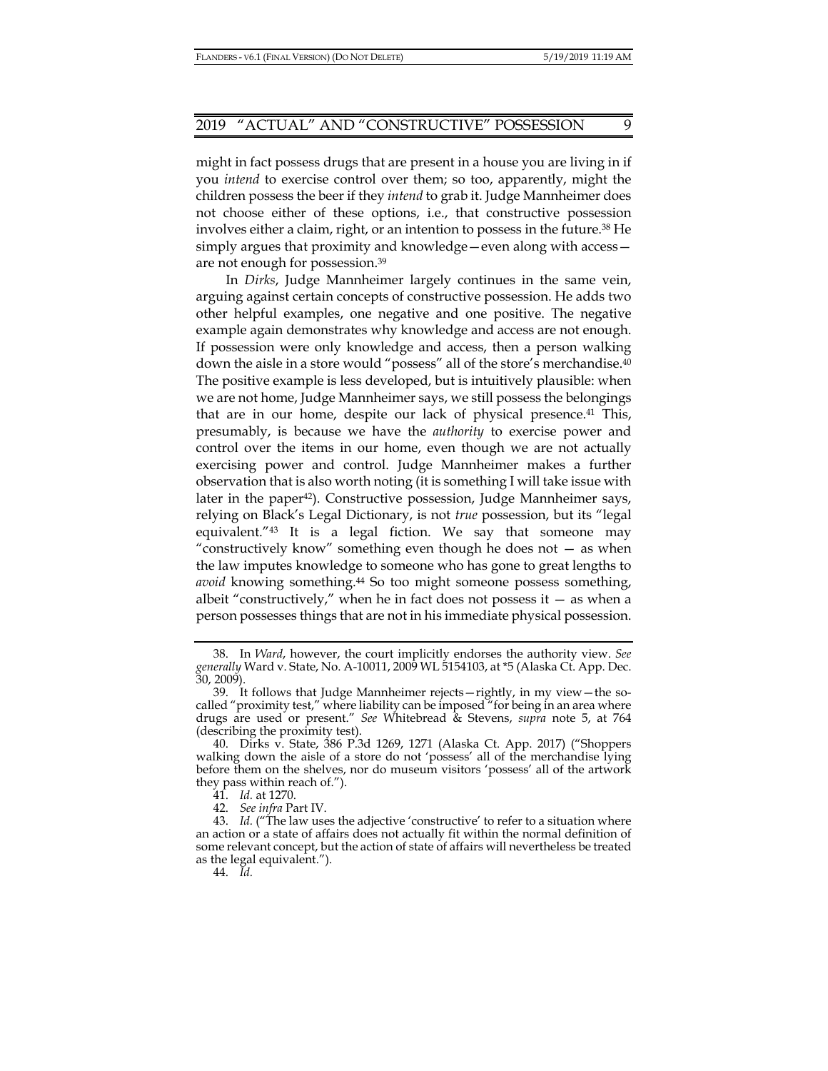might in fact possess drugs that are present in a house you are living in if you *intend* to exercise control over them; so too, apparently, might the children possess the beer if they *intend* to grab it. Judge Mannheimer does not choose either of these options, i.e., that constructive possession involves either a claim, right, or an intention to possess in the future.[38] He simply argues that proximity and knowledge—even along with access—are not enough for possession.[39]

In *Dirks*, Judge Mannheimer largely continues in the same vein, arguing against certain concepts of constructive possession. He adds two other helpful examples, one negative and one positive. The negative example again demonstrates why knowledge and access are not enough. If possession were only knowledge and access, then a person walking down the aisle in a store would "possess" all of the store's merchandise.[40] The positive example is less developed, but is intuitively plausible: when we are not home, Judge Mannheimer says, we still possess the belongings that are in our home, despite our lack of physical presence.[41] This, presumably, is because we have the *authority* to exercise power and control over the items in our home, even though we are not actually exercising power and control. Judge Mannheimer makes a further observation that is also worth noting (it is something I will take issue with later in the paper[42]). Constructive possession, Judge Mannheimer says, relying on Black's Legal Dictionary, is not *true* possession, but its "legal equivalent."[43] It is a legal fiction. We say that someone may "constructively know" something even though he does not — as when the law imputes knowledge to someone who has gone to great lengths to *avoid* knowing something.[44] So too might someone possess something, albeit "constructively," when he in fact does not possess it — as when a person possesses things that are not in his immediate physical possession.

---

38. In *Ward*, however, the court implicitly endorses the authority view. *See generally* Ward v. State, No. A-10011, 2009 WL 5154103, at *5 (Alaska Ct. App. Dec. 30, 2009).

39. It follows that Judge Mannheimer rejects—rightly, in my view—the so-called "proximity test," where liability can be imposed "for being in an area where drugs are used or present." *See* Whitebread & Stevens, *supra* note 5, at 764 (describing the proximity test).

40. Dirks v. State, 386 P.3d 1269, 1271 (Alaska Ct. App. 2017) ("Shoppers walking down the aisle of a store do not 'possess' all of the merchandise lying before them on the shelves, nor do museum visitors 'possess' all of the artwork they pass within reach of.").

41. *Id.* at 1270.

42. *See infra* Part IV.

43. *Id.* ("The law uses the adjective 'constructive' to refer to a situation where an action or a state of affairs does not actually fit within the normal definition of some relevant concept, but the action of state of affairs will nevertheless be treated as the legal equivalent.").

44. *Id.*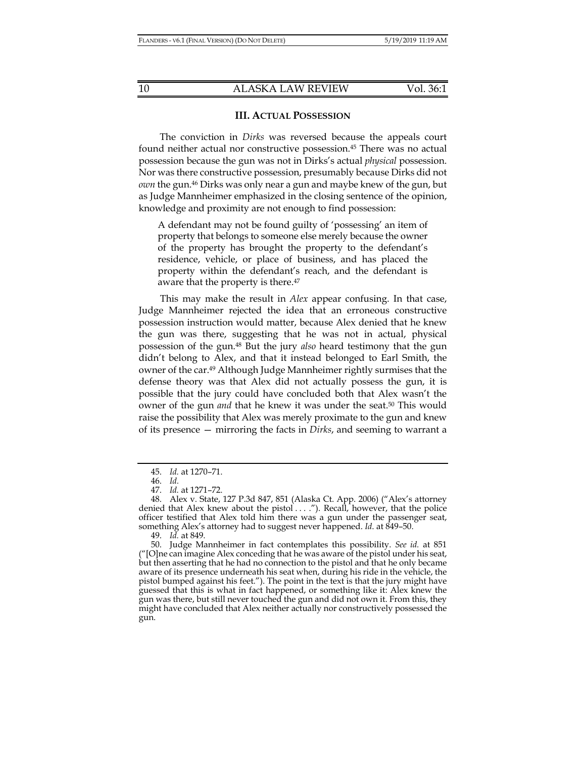### III. ACTUAL POSSESSION

The conviction in *Dirks* was reversed because the appeals court found neither actual nor constructive possession.[45] There was no actual possession because the gun was not in Dirks's actual *physical* possession. Nor was there constructive possession, presumably because Dirks did not *own* the gun.[46] Dirks was only near a gun and maybe knew of the gun, but as Judge Mannheimer emphasized in the closing sentence of the opinion, knowledge and proximity are not enough to find possession:

> A defendant may not be found guilty of 'possessing' an item of property that belongs to someone else merely because the owner of the property has brought the property to the defendant's residence, vehicle, or place of business, and has placed the property within the defendant's reach, and the defendant is aware that the property is there.[47]

This may make the result in *Alex* appear confusing. In that case, Judge Mannheimer rejected the idea that an erroneous constructive possession instruction would matter, because Alex denied that he knew the gun was there, suggesting that he was not in actual, physical possession of the gun.[48] But the jury *also* heard testimony that the gun didn't belong to Alex, and that it instead belonged to Earl Smith, the owner of the car.[49] Although Judge Mannheimer rightly surmises that the defense theory was that Alex did not actually possess the gun, it is possible that the jury could have concluded both that Alex wasn't the owner of the gun *and* that he knew it was under the seat.[50] This would raise the possibility that Alex was merely proximate to the gun and knew of its presence — mirroring the facts in *Dirks*, and seeming to warrant a

---

45. *Id.* at 1270–71.

46. *Id.*

47. *Id.* at 1271–72.

48. Alex v. State, 127 P.3d 847, 851 (Alaska Ct. App. 2006) ("Alex's attorney denied that Alex knew about the pistol . . . ."). Recall, however, that the police officer testified that Alex told him there was a gun under the passenger seat, something Alex's attorney had to suggest never happened. *Id.* at 849–50.

49. *Id.* at 849.

50. Judge Mannheimer in fact contemplates this possibility. *See id.* at 851 ("[O]ne can imagine Alex conceding that he was aware of the pistol under his seat, but then asserting that he had no connection to the pistol and that he only became aware of its presence underneath his seat when, during his ride in the vehicle, the pistol bumped against his feet."). The point in the text is that the jury might have guessed that this is what in fact happened, or something like it: Alex knew the gun was there, but still never touched the gun and did not own it. From this, they might have concluded that Alex neither actually nor constructively possessed the gun.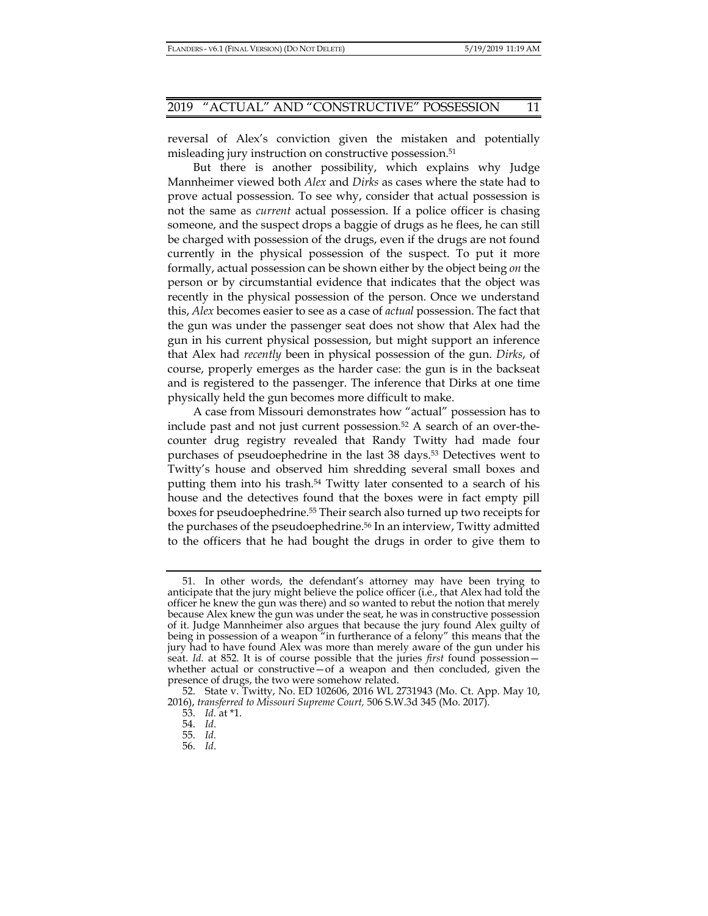reversal of Alex's conviction given the mistaken and potentially misleading jury instruction on constructive possession.[51]

But there is another possibility, which explains why Judge Mannheimer viewed both *Alex* and *Dirks* as cases where the state had to prove actual possession. To see why, consider that actual possession is not the same as *current* actual possession. If a police officer is chasing someone, and the suspect drops a baggie of drugs as he flees, he can still be charged with possession of the drugs, even if the drugs are not found currently in the physical possession of the suspect. To put it more formally, actual possession can be shown either by the object being *on* the person or by circumstantial evidence that indicates that the object was recently in the physical possession of the person. Once we understand this, *Alex* becomes easier to see as a case of *actual* possession. The fact that the gun was under the passenger seat does not show that Alex had the gun in his current physical possession, but might support an inference that Alex had *recently* been in physical possession of the gun. *Dirks*, of course, properly emerges as the harder case: the gun is in the backseat and is registered to the passenger. The inference that Dirks at one time physically held the gun becomes more difficult to make.

A case from Missouri demonstrates how "actual" possession has to include past and not just current possession.[52] A search of an over-the-counter drug registry revealed that Randy Twitty had made four purchases of pseudoephedrine in the last 38 days.[53] Detectives went to Twitty's house and observed him shredding several small boxes and putting them into his trash.[54] Twitty later consented to a search of his house and the detectives found that the boxes were in fact empty pill boxes for pseudoephedrine.[55] Their search also turned up two receipts for the purchases of the pseudoephedrine.[56] In an interview, Twitty admitted to the officers that he had bought the drugs in order to give them to

---

51. In other words, the defendant's attorney may have been trying to anticipate that the jury might believe the police officer (i.e., that Alex had told the officer he knew the gun was there) and so wanted to rebut the notion that merely because Alex knew the gun was under the seat, he was in constructive possession of it. Judge Mannheimer also argues that because the jury found Alex guilty of being in possession of a weapon "in furtherance of a felony" this means that the jury had to have found Alex was more than merely aware of the gun under his seat. *Id.* at 852. It is of course possible that the juries *first* found possession—whether actual or constructive—of a weapon and then concluded, given the presence of drugs, the two were somehow related.

52. State v. Twitty, No. ED 102606, 2016 WL 2731943 (Mo. Ct. App. May 10, 2016), *transferred to Missouri Supreme Court,* 506 S.W.3d 345 (Mo. 2017).

53. *Id.* at *1.

54. *Id*.

55. *Id.*

56. *Id*.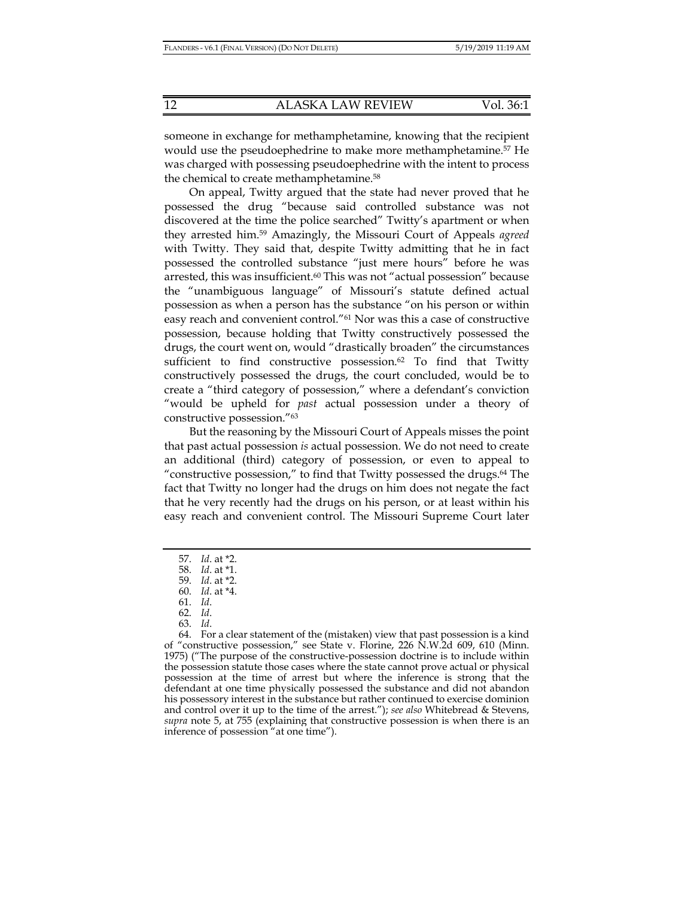someone in exchange for methamphetamine, knowing that the recipient would use the pseudoephedrine to make more methamphetamine.[57] He was charged with possessing pseudoephedrine with the intent to process the chemical to create methamphetamine.[58]

On appeal, Twitty argued that the state had never proved that he possessed the drug "because said controlled substance was not discovered at the time the police searched" Twitty's apartment or when they arrested him.[59] Amazingly, the Missouri Court of Appeals *agreed* with Twitty. They said that, despite Twitty admitting that he in fact possessed the controlled substance "just mere hours" before he was arrested, this was insufficient.[60] This was not "actual possession" because the "unambiguous language" of Missouri's statute defined actual possession as when a person has the substance "on his person or within easy reach and convenient control."[61] Nor was this a case of constructive possession, because holding that Twitty constructively possessed the drugs, the court went on, would "drastically broaden" the circumstances sufficient to find constructive possession.[62] To find that Twitty constructively possessed the drugs, the court concluded, would be to create a "third category of possession," where a defendant's conviction "would be upheld for *past* actual possession under a theory of constructive possession."[63]

But the reasoning by the Missouri Court of Appeals misses the point that past actual possession *is* actual possession. We do not need to create an additional (third) category of possession, or even to appeal to "constructive possession," to find that Twitty possessed the drugs.[64] The fact that Twitty no longer had the drugs on him does not negate the fact that he very recently had the drugs on his person, or at least within his easy reach and convenient control. The Missouri Supreme Court later

---

57. *Id*. at *2.
58. *Id*. at *1.
59. *Id*. at *2.
60. *Id*. at *4.
61. *Id*.
62. *Id*.
63. *Id*.
64. For a clear statement of the (mistaken) view that past possession is a kind of "constructive possession," see State v. Florine, 226 N.W.2d 609, 610 (Minn. 1975) ("The purpose of the constructive-possession doctrine is to include within the possession statute those cases where the state cannot prove actual or physical possession at the time of arrest but where the inference is strong that the defendant at one time physically possessed the substance and did not abandon his possessory interest in the substance but rather continued to exercise dominion and control over it up to the time of the arrest."); *see also* Whitebread & Stevens, *supra* note 5, at 755 (explaining that constructive possession is when there is an inference of possession "at one time").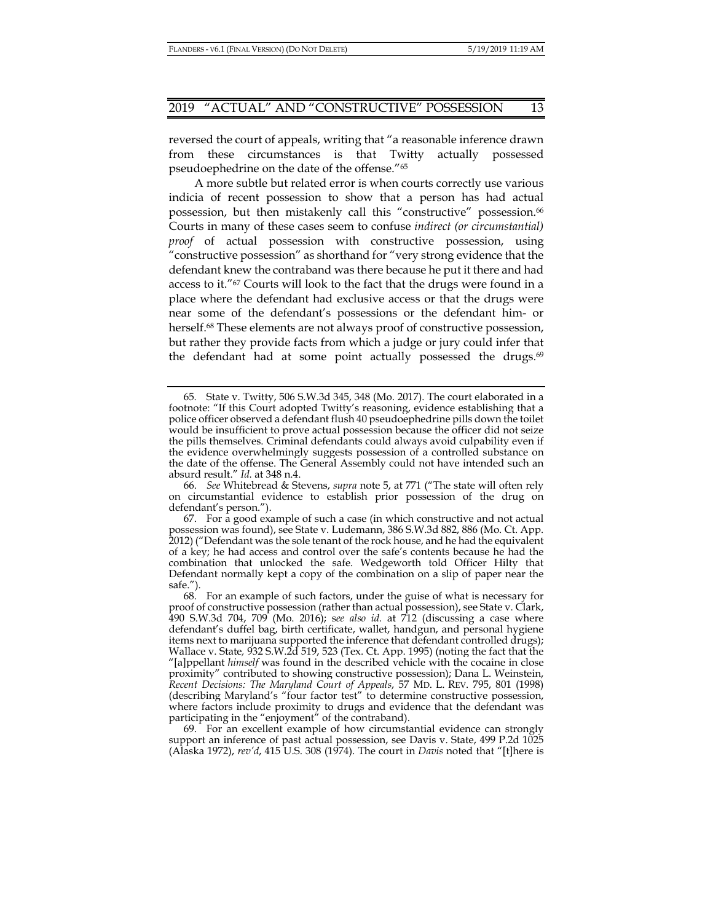reversed the court of appeals, writing that "a reasonable inference drawn from these circumstances is that Twitty actually possessed pseudoephedrine on the date of the offense."[65]

A more subtle but related error is when courts correctly use various indicia of recent possession to show that a person has had actual possession, but then mistakenly call this "constructive" possession.[66] Courts in many of these cases seem to confuse *indirect (or circumstantial) proof* of actual possession with constructive possession, using "constructive possession" as shorthand for "very strong evidence that the defendant knew the contraband was there because he put it there and had access to it."[67] Courts will look to the fact that the drugs were found in a place where the defendant had exclusive access or that the drugs were near some of the defendant's possessions or the defendant him- or herself.[68] These elements are not always proof of constructive possession, but rather they provide facts from which a judge or jury could infer that the defendant had at some point actually possessed the drugs.[69]

---

65. State v. Twitty, 506 S.W.3d 345, 348 (Mo. 2017). The court elaborated in a footnote: "If this Court adopted Twitty's reasoning, evidence establishing that a police officer observed a defendant flush 40 pseudoephedrine pills down the toilet would be insufficient to prove actual possession because the officer did not seize the pills themselves. Criminal defendants could always avoid culpability even if the evidence overwhelmingly suggests possession of a controlled substance on the date of the offense. The General Assembly could not have intended such an absurd result." *Id.* at 348 n.4.

66. *See* Whitebread & Stevens, *supra* note 5, at 771 ("The state will often rely on circumstantial evidence to establish prior possession of the drug on defendant's person.").

67. For a good example of such a case (in which constructive and not actual possession was found), see State v. Ludemann, 386 S.W.3d 882, 886 (Mo. Ct. App. 2012) ("Defendant was the sole tenant of the rock house, and he had the equivalent of a key; he had access and control over the safe's contents because he had the combination that unlocked the safe. Wedgeworth told Officer Hilty that Defendant normally kept a copy of the combination on a slip of paper near the safe.").

68. For an example of such factors, under the guise of what is necessary for proof of constructive possession (rather than actual possession), see State v. Clark, 490 S.W.3d 704, 709 (Mo. 2016); *see also id.* at 712 (discussing a case where defendant's duffel bag, birth certificate, wallet, handgun, and personal hygiene items next to marijuana supported the inference that defendant controlled drugs); Wallace v. State, 932 S.W.2d 519, 523 (Tex. Ct. App. 1995) (noting the fact that the "[a]ppellant *himself* was found in the described vehicle with the cocaine in close proximity" contributed to showing constructive possession); Dana L. Weinstein, *Recent Decisions: The Maryland Court of Appeals*, 57 MD. L. REV. 795, 801 (1998) (describing Maryland's "four factor test" to determine constructive possession, where factors include proximity to drugs and evidence that the defendant was participating in the "enjoyment" of the contraband).

69. For an excellent example of how circumstantial evidence can strongly support an inference of past actual possession, see Davis v. State, 499 P.2d 1025 (Alaska 1972), *rev'd*, 415 U.S. 308 (1974). The court in *Davis* noted that "[t]here is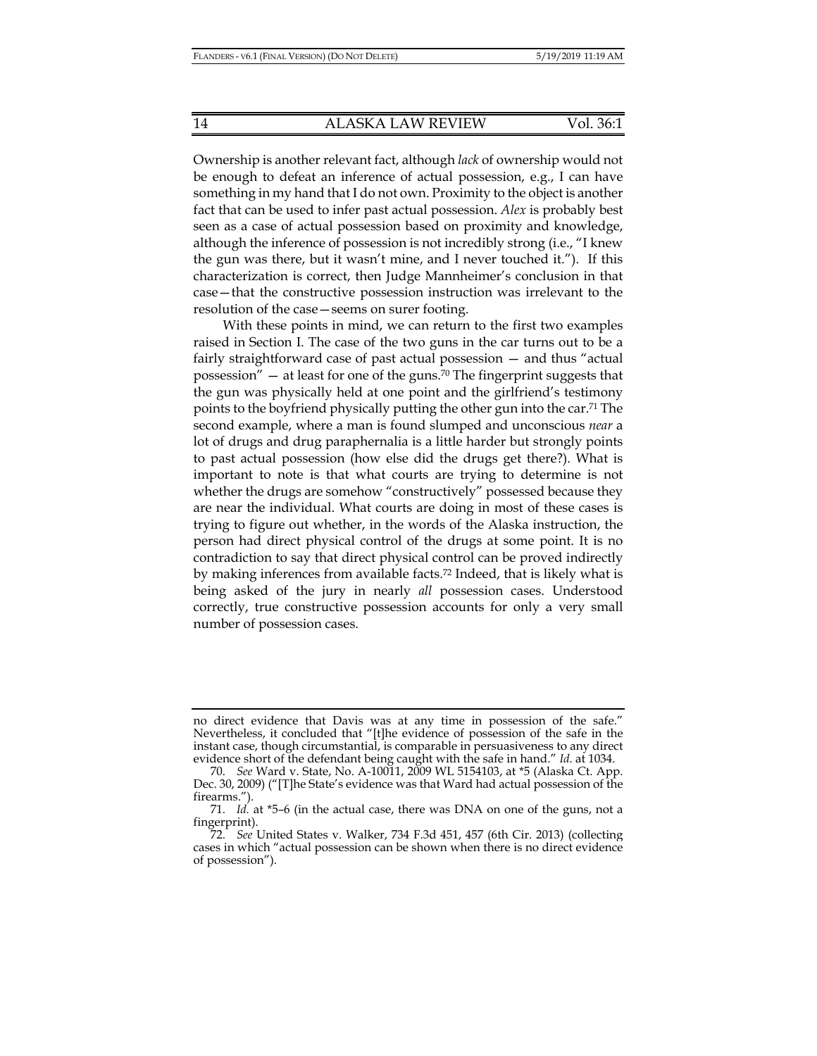Ownership is another relevant fact, although *lack* of ownership would not be enough to defeat an inference of actual possession, e.g., I can have something in my hand that I do not own. Proximity to the object is another fact that can be used to infer past actual possession. *Alex* is probably best seen as a case of actual possession based on proximity and knowledge, although the inference of possession is not incredibly strong (i.e., "I knew the gun was there, but it wasn't mine, and I never touched it."). If this characterization is correct, then Judge Mannheimer's conclusion in that case—that the constructive possession instruction was irrelevant to the resolution of the case—seems on surer footing.

With these points in mind, we can return to the first two examples raised in Section I. The case of the two guns in the car turns out to be a fairly straightforward case of past actual possession — and thus "actual possession" — at least for one of the guns.[70] The fingerprint suggests that the gun was physically held at one point and the girlfriend's testimony points to the boyfriend physically putting the other gun into the car.[71] The second example, where a man is found slumped and unconscious *near* a lot of drugs and drug paraphernalia is a little harder but strongly points to past actual possession (how else did the drugs get there?). What is important to note is that what courts are trying to determine is not whether the drugs are somehow "constructively" possessed because they are near the individual. What courts are doing in most of these cases is trying to figure out whether, in the words of the Alaska instruction, the person had direct physical control of the drugs at some point. It is no contradiction to say that direct physical control can be proved indirectly by making inferences from available facts.[72] Indeed, that is likely what is being asked of the jury in nearly *all* possession cases. Understood correctly, true constructive possession accounts for only a very small number of possession cases.

---

no direct evidence that Davis was at any time in possession of the safe." Nevertheless, it concluded that "[t]he evidence of possession of the safe in the instant case, though circumstantial, is comparable in persuasiveness to any direct evidence short of the defendant being caught with the safe in hand." *Id.* at 1034.

70. *See* Ward v. State, No. A-10011, 2009 WL 5154103, at *5 (Alaska Ct. App. Dec. 30, 2009) ("[T]he State's evidence was that Ward had actual possession of the firearms.").

71. *Id.* at *5–6 (in the actual case, there was DNA on one of the guns, not a fingerprint).

72. *See* United States v. Walker, 734 F.3d 451, 457 (6th Cir. 2013) (collecting cases in which "actual possession can be shown when there is no direct evidence of possession").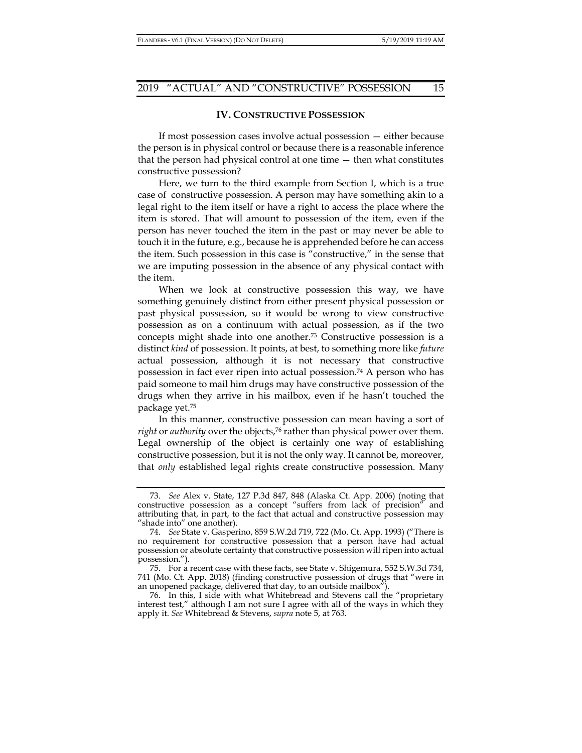## IV. Constructive Possession

If most possession cases involve actual possession — either because the person is in physical control or because there is a reasonable inference that the person had physical control at one time — then what constitutes constructive possession?

Here, we turn to the third example from Section I, which is a true case of constructive possession. A person may have something akin to a legal right to the item itself or have a right to access the place where the item is stored. That will amount to possession of the item, even if the person has never touched the item in the past or may never be able to touch it in the future, e.g., because he is apprehended before he can access the item. Such possession in this case is "constructive," in the sense that we are imputing possession in the absence of any physical contact with the item.

When we look at constructive possession this way, we have something genuinely distinct from either present physical possession or past physical possession, so it would be wrong to view constructive possession as on a continuum with actual possession, as if the two concepts might shade into one another.[73] Constructive possession is a distinct *kind* of possession. It points, at best, to something more like *future* actual possession, although it is not necessary that constructive possession in fact ever ripen into actual possession.[74] A person who has paid someone to mail him drugs may have constructive possession of the drugs when they arrive in his mailbox, even if he hasn't touched the package yet.[75]

In this manner, constructive possession can mean having a sort of *right* or *authority* over the objects,[76] rather than physical power over them. Legal ownership of the object is certainly one way of establishing constructive possession, but it is not the only way. It cannot be, moreover, that *only* established legal rights create constructive possession. Many

---

73. *See* Alex v. State, 127 P.3d 847, 848 (Alaska Ct. App. 2006) (noting that constructive possession as a concept "suffers from lack of precision" and attributing that, in part, to the fact that actual and constructive possession may "shade into" one another).

74. *See* State v. Gasperino, 859 S.W.2d 719, 722 (Mo. Ct. App. 1993) ("There is no requirement for constructive possession that a person have had actual possession or absolute certainty that constructive possession will ripen into actual possession.").

75. For a recent case with these facts, see State v. Shigemura, 552 S.W.3d 734, 741 (Mo. Ct. App. 2018) (finding constructive possession of drugs that "were in an unopened package, delivered that day, to an outside mailbox").

76. In this, I side with what Whitebread and Stevens call the "proprietary interest test," although I am not sure I agree with all of the ways in which they apply it. *See* Whitebread & Stevens, *supra* note 5, at 763.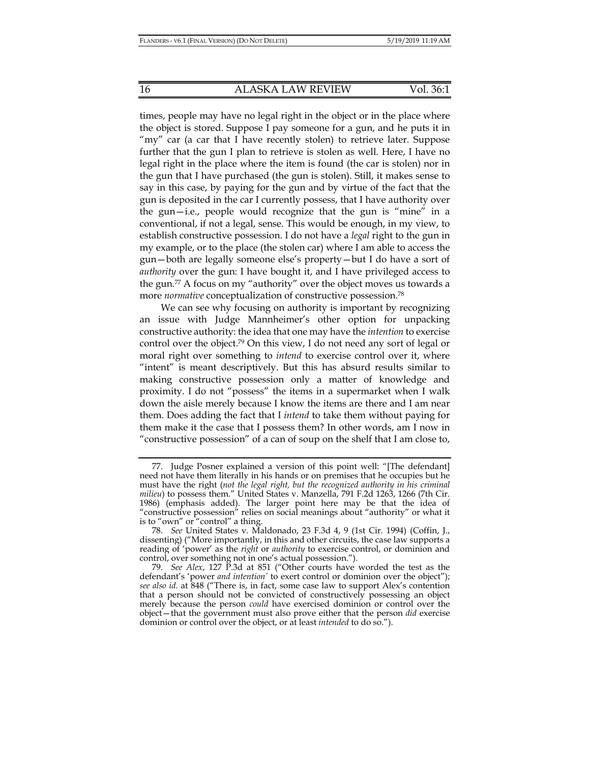times, people may have no legal right in the object or in the place where the object is stored. Suppose I pay someone for a gun, and he puts it in "my" car (a car that I have recently stolen) to retrieve later. Suppose further that the gun I plan to retrieve is stolen as well. Here, I have no legal right in the place where the item is found (the car is stolen) nor in the gun that I have purchased (the gun is stolen). Still, it makes sense to say in this case, by paying for the gun and by virtue of the fact that the gun is deposited in the car I currently possess, that I have authority over the gun—i.e., people would recognize that the gun is "mine" in a conventional, if not a legal, sense. This would be enough, in my view, to establish constructive possession. I do not have a *legal* right to the gun in my example, or to the place (the stolen car) where I am able to access the gun—both are legally someone else's property—but I do have a sort of *authority* over the gun: I have bought it, and I have privileged access to the gun.[77] A focus on my "authority" over the object moves us towards a more *normative* conceptualization of constructive possession.[78]

We can see why focusing on authority is important by recognizing an issue with Judge Mannheimer's other option for unpacking constructive authority: the idea that one may have the *intention* to exercise control over the object.[79] On this view, I do not need any sort of legal or moral right over something to *intend* to exercise control over it, where "intent" is meant descriptively. But this has absurd results similar to making constructive possession only a matter of knowledge and proximity. I do not "possess" the items in a supermarket when I walk down the aisle merely because I know the items are there and I am near them. Does adding the fact that I *intend* to take them without paying for them make it the case that I possess them? In other words, am I now in "constructive possession" of a can of soup on the shelf that I am close to,

---

77. Judge Posner explained a version of this point well: "[The defendant] need not have them literally in his hands or on premises that he occupies but he must have the right (*not the legal right, but the recognized authority in his criminal milieu*) to possess them." United States v. Manzella, 791 F.2d 1263, 1266 (7th Cir. 1986) (emphasis added). The larger point here may be that the idea of "constructive possession" relies on social meanings about "authority" or what it is to "own" or "control" a thing.

78. *See* United States v. Maldonado, 23 F.3d 4, 9 (1st Cir. 1994) (Coffin, J., dissenting) ("More importantly, in this and other circuits, the case law supports a reading of 'power' as the *right* or *authority* to exercise control, or dominion and control, over something not in one's actual possession.").

79. *See Alex*, 127 P.3d at 851 ("Other courts have worded the test as the defendant's 'power *and intention*' to exert control or dominion over the object"); *see also id.* at 848 ("There is, in fact, some case law to support Alex's contention that a person should not be convicted of constructively possessing an object merely because the person *could* have exercised dominion or control over the object—that the government must also prove either that the person *did* exercise dominion or control over the object, or at least *intended* to do so.").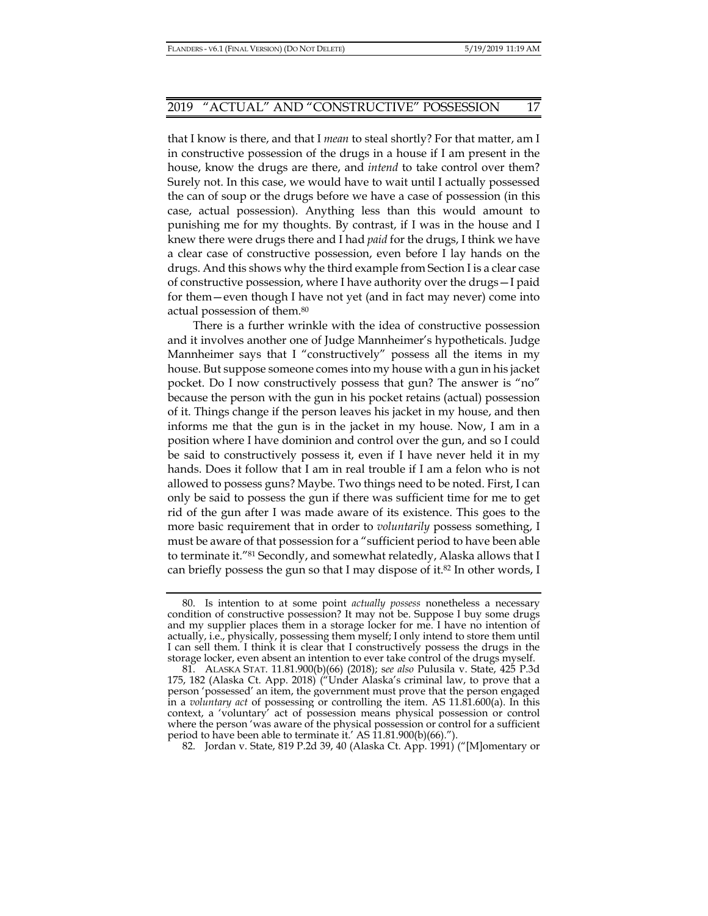that I know is there, and that I *mean* to steal shortly? For that matter, am I in constructive possession of the drugs in a house if I am present in the house, know the drugs are there, and *intend* to take control over them? Surely not. In this case, we would have to wait until I actually possessed the can of soup or the drugs before we have a case of possession (in this case, actual possession). Anything less than this would amount to punishing me for my thoughts. By contrast, if I was in the house and I knew there were drugs there and I had *paid* for the drugs, I think we have a clear case of constructive possession, even before I lay hands on the drugs. And this shows why the third example from Section I is a clear case of constructive possession, where I have authority over the drugs—I paid for them—even though I have not yet (and in fact may never) come into actual possession of them.[80]

There is a further wrinkle with the idea of constructive possession and it involves another one of Judge Mannheimer's hypotheticals. Judge Mannheimer says that I "constructively" possess all the items in my house. But suppose someone comes into my house with a gun in his jacket pocket. Do I now constructively possess that gun? The answer is "no" because the person with the gun in his pocket retains (actual) possession of it. Things change if the person leaves his jacket in my house, and then informs me that the gun is in the jacket in my house. Now, I am in a position where I have dominion and control over the gun, and so I could be said to constructively possess it, even if I have never held it in my hands. Does it follow that I am in real trouble if I am a felon who is not allowed to possess guns? Maybe. Two things need to be noted. First, I can only be said to possess the gun if there was sufficient time for me to get rid of the gun after I was made aware of its existence. This goes to the more basic requirement that in order to *voluntarily* possess something, I must be aware of that possession for a "sufficient period to have been able to terminate it."[81] Secondly, and somewhat relatedly, Alaska allows that I can briefly possess the gun so that I may dispose of it.[82] In other words, I

80. Is intention to at some point *actually possess* nonetheless a necessary condition of constructive possession? It may not be. Suppose I buy some drugs and my supplier places them in a storage locker for me. I have no intention of actually, i.e., physically, possessing them myself; I only intend to store them until I can sell them. I think it is clear that I constructively possess the drugs in the storage locker, even absent an intention to ever take control of the drugs myself.

81. ALASKA STAT. 11.81.900(b)(66) (2018); *see also* Pulusila v. State, 425 P.3d 175, 182 (Alaska Ct. App. 2018) ("Under Alaska's criminal law, to prove that a person 'possessed' an item, the government must prove that the person engaged in a *voluntary act* of possessing or controlling the item. AS 11.81.600(a). In this context, a 'voluntary' act of possession means physical possession or control where the person 'was aware of the physical possession or control for a sufficient period to have been able to terminate it.' AS 11.81.900(b)(66).").

82. Jordan v. State, 819 P.2d 39, 40 (Alaska Ct. App. 1991) ("[M]omentary or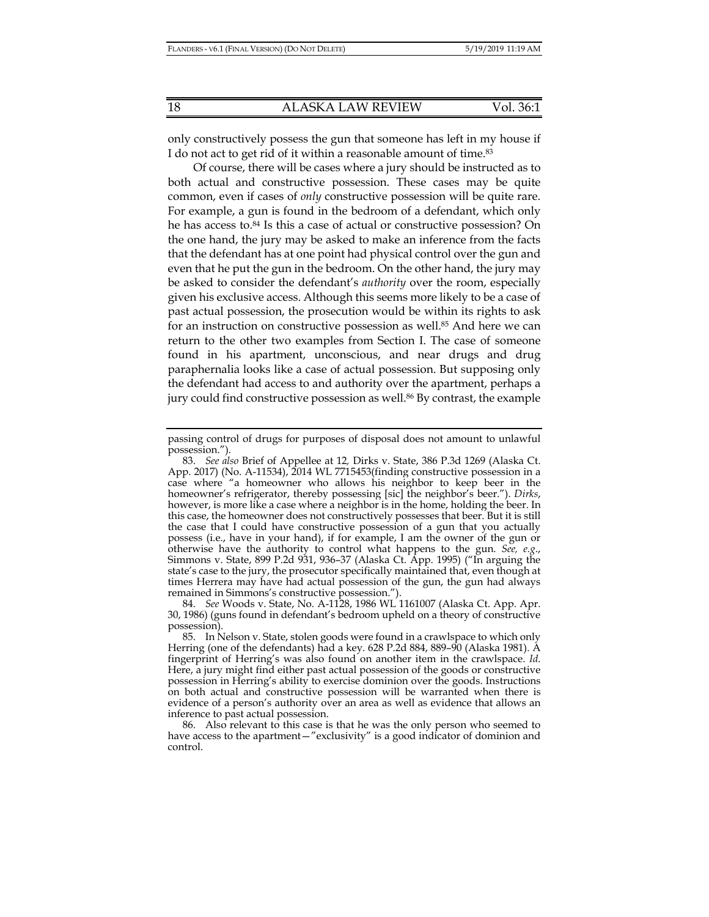only constructively possess the gun that someone has left in my house if I do not act to get rid of it within a reasonable amount of time.[83]

Of course, there will be cases where a jury should be instructed as to both actual and constructive possession. These cases may be quite common, even if cases of *only* constructive possession will be quite rare. For example, a gun is found in the bedroom of a defendant, which only he has access to.[84] Is this a case of actual or constructive possession? On the one hand, the jury may be asked to make an inference from the facts that the defendant has at one point had physical control over the gun and even that he put the gun in the bedroom. On the other hand, the jury may be asked to consider the defendant's *authority* over the room, especially given his exclusive access. Although this seems more likely to be a case of past actual possession, the prosecution would be within its rights to ask for an instruction on constructive possession as well.[85] And here we can return to the other two examples from Section I. The case of someone found in his apartment, unconscious, and near drugs and drug paraphernalia looks like a case of actual possession. But supposing only the defendant had access to and authority over the apartment, perhaps a jury could find constructive possession as well.[86] By contrast, the example

---

passing control of drugs for purposes of disposal does not amount to unlawful possession.").

83. *See also* Brief of Appellee at 12*,* Dirks v. State, 386 P.3d 1269 (Alaska Ct. App. 2017) (No. A-11534), 2014 WL 7715453(finding constructive possession in a case where "a homeowner who allows his neighbor to keep beer in the homeowner's refrigerator, thereby possessing [sic] the neighbor's beer."). *Dirks*, however, is more like a case where a neighbor is in the home, holding the beer. In this case, the homeowner does not constructively possesses that beer. But it is still the case that I could have constructive possession of a gun that you actually possess (i.e., have in your hand), if for example, I am the owner of the gun or otherwise have the authority to control what happens to the gun. *See, e.g.*, Simmons v. State, 899 P.2d 931, 936–37 (Alaska Ct. App. 1995) ("In arguing the state's case to the jury, the prosecutor specifically maintained that, even though at times Herrera may have had actual possession of the gun, the gun had always remained in Simmons's constructive possession.").

84. *See* Woods v. State, No. A-1128, 1986 WL 1161007 (Alaska Ct. App. Apr. 30, 1986) (guns found in defendant's bedroom upheld on a theory of constructive possession).

85. In Nelson v. State, stolen goods were found in a crawlspace to which only Herring (one of the defendants) had a key. 628 P.2d 884, 889–90 (Alaska 1981). A fingerprint of Herring's was also found on another item in the crawlspace. *Id.* Here, a jury might find either past actual possession of the goods or constructive possession in Herring's ability to exercise dominion over the goods. Instructions on both actual and constructive possession will be warranted when there is evidence of a person's authority over an area as well as evidence that allows an inference to past actual possession.

86. Also relevant to this case is that he was the only person who seemed to have access to the apartment—"exclusivity" is a good indicator of dominion and control.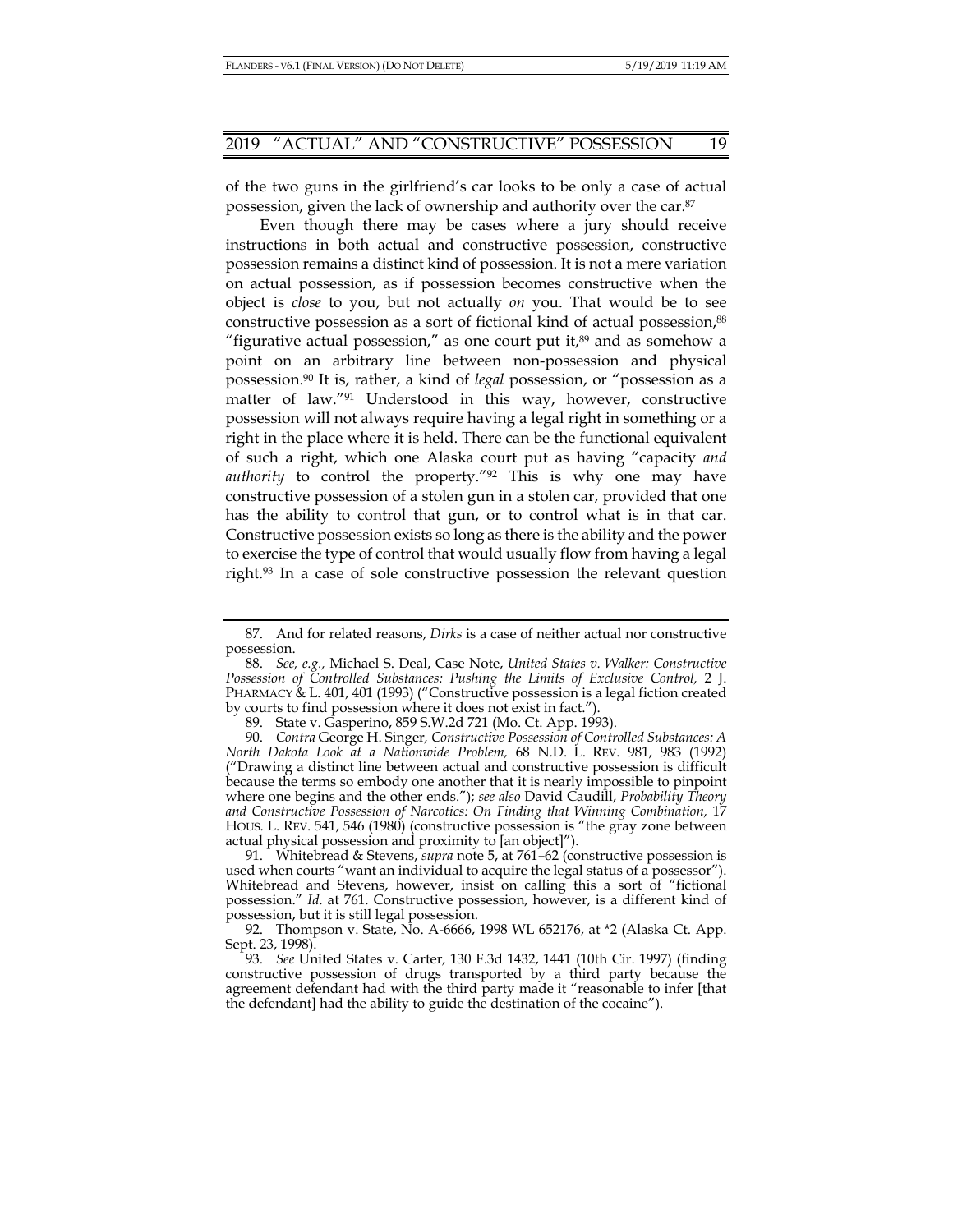of the two guns in the girlfriend's car looks to be only a case of actual possession, given the lack of ownership and authority over the car.[87]

Even though there may be cases where a jury should receive instructions in both actual and constructive possession, constructive possession remains a distinct kind of possession. It is not a mere variation on actual possession, as if possession becomes constructive when the object is *close* to you, but not actually *on* you. That would be to see constructive possession as a sort of fictional kind of actual possession,[88] "figurative actual possession," as one court put it,[89] and as somehow a point on an arbitrary line between non-possession and physical possession.[90] It is, rather, a kind of *legal* possession, or "possession as a matter of law."[91] Understood in this way, however, constructive possession will not always require having a legal right in something or a right in the place where it is held. There can be the functional equivalent of such a right, which one Alaska court put as having "capacity *and authority* to control the property."[92] This is why one may have constructive possession of a stolen gun in a stolen car, provided that one has the ability to control that gun, or to control what is in that car. Constructive possession exists so long as there is the ability and the power to exercise the type of control that would usually flow from having a legal right.[93] In a case of sole constructive possession the relevant question

---

87. And for related reasons, *Dirks* is a case of neither actual nor constructive possession.

88. *See, e.g.,* Michael S. Deal, Case Note, *United States v. Walker: Constructive Possession of Controlled Substances: Pushing the Limits of Exclusive Control,* 2 J. PHARMACY & L. 401, 401 (1993) ("Constructive possession is a legal fiction created by courts to find possession where it does not exist in fact.").

89. State v. Gasperino, 859 S.W.2d 721 (Mo. Ct. App. 1993).

90. *Contra* George H. Singer, *Constructive Possession of Controlled Substances: A North Dakota Look at a Nationwide Problem,* 68 N.D. L. REV. 981, 983 (1992) ("Drawing a distinct line between actual and constructive possession is difficult because the terms so embody one another that it is nearly impossible to pinpoint where one begins and the other ends."); *see also* David Caudill, *Probability Theory and Constructive Possession of Narcotics: On Finding that Winning Combination,* 17 HOUS. L. REV. 541, 546 (1980) (constructive possession is "the gray zone between actual physical possession and proximity to [an object]").

91. Whitebread & Stevens, *supra* note 5, at 761–62 (constructive possession is used when courts "want an individual to acquire the legal status of a possessor"). Whitebread and Stevens, however, insist on calling this a sort of "fictional possession." *Id.* at 761. Constructive possession, however, is a different kind of possession, but it is still legal possession.

92. Thompson v. State, No. A-6666, 1998 WL 652176, at *2 (Alaska Ct. App. Sept. 23, 1998).

93. *See* United States v. Carter, 130 F.3d 1432, 1441 (10th Cir. 1997) (finding constructive possession of drugs transported by a third party because the agreement defendant had with the third party made it "reasonable to infer [that the defendant] had the ability to guide the destination of the cocaine").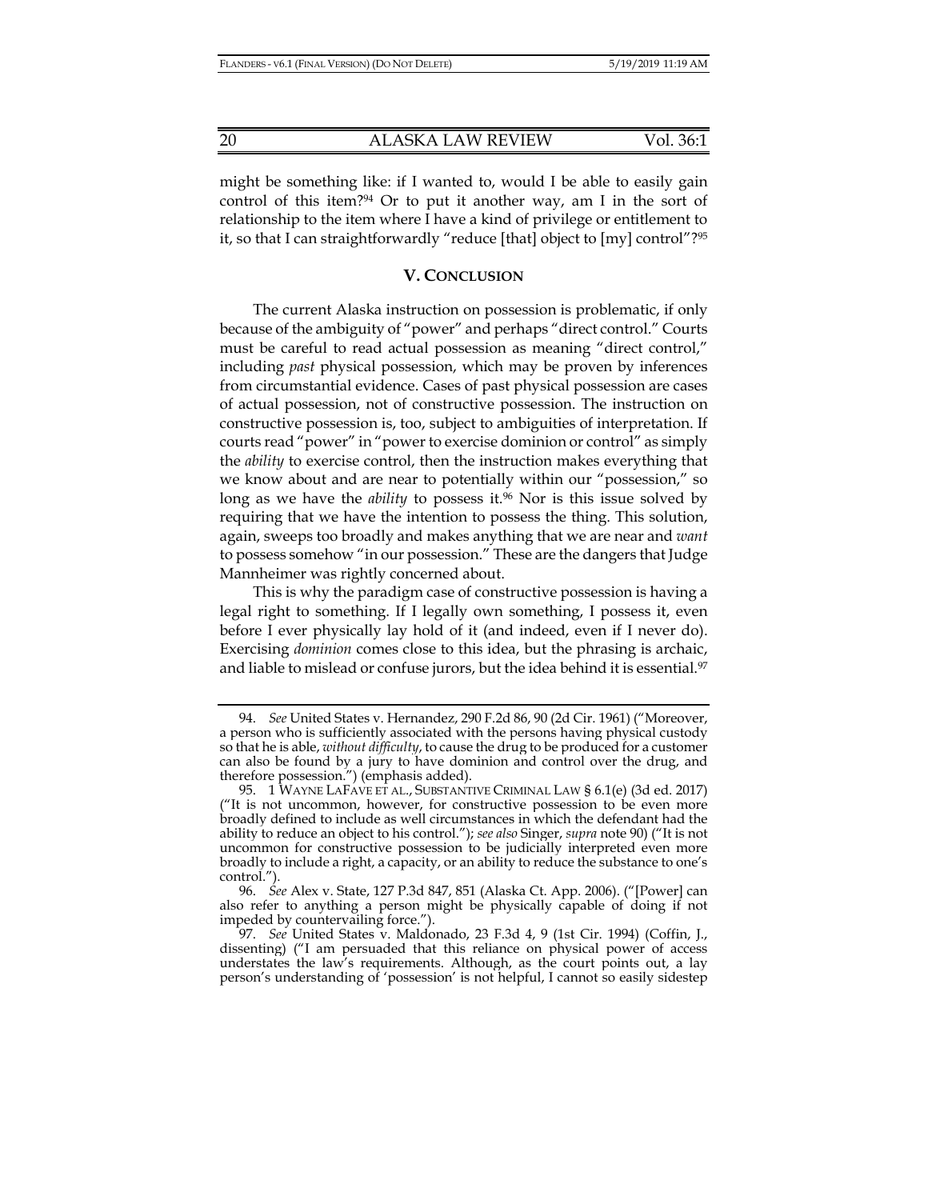might be something like: if I wanted to, would I be able to easily gain control of this item?[94] Or to put it another way, am I in the sort of relationship to the item where I have a kind of privilege or entitlement to it, so that I can straightforwardly "reduce [that] object to [my] control"?[95]

## V. CONCLUSION

The current Alaska instruction on possession is problematic, if only because of the ambiguity of "power" and perhaps "direct control." Courts must be careful to read actual possession as meaning "direct control," including *past* physical possession, which may be proven by inferences from circumstantial evidence. Cases of past physical possession are cases of actual possession, not of constructive possession. The instruction on constructive possession is, too, subject to ambiguities of interpretation. If courts read "power" in "power to exercise dominion or control" as simply the *ability* to exercise control, then the instruction makes everything that we know about and are near to potentially within our "possession," so long as we have the *ability* to possess it.[96] Nor is this issue solved by requiring that we have the intention to possess the thing. This solution, again, sweeps too broadly and makes anything that we are near and *want* to possess somehow "in our possession." These are the dangers that Judge Mannheimer was rightly concerned about.

This is why the paradigm case of constructive possession is having a legal right to something. If I legally own something, I possess it, even before I ever physically lay hold of it (and indeed, even if I never do). Exercising *dominion* comes close to this idea, but the phrasing is archaic, and liable to mislead or confuse jurors, but the idea behind it is essential.[97]

---

94. *See* United States v. Hernandez, 290 F.2d 86, 90 (2d Cir. 1961) ("Moreover, a person who is sufficiently associated with the persons having physical custody so that he is able, *without difficulty*, to cause the drug to be produced for a customer can also be found by a jury to have dominion and control over the drug, and therefore possession.") (emphasis added).

95. 1 WAYNE LAFAVE ET AL., SUBSTANTIVE CRIMINAL LAW § 6.1(e) (3d ed. 2017) ("It is not uncommon, however, for constructive possession to be even more broadly defined to include as well circumstances in which the defendant had the ability to reduce an object to his control."); *see also* Singer, *supra* note 90) ("It is not uncommon for constructive possession to be judicially interpreted even more broadly to include a right, a capacity, or an ability to reduce the substance to one's control.").

96. *See* Alex v. State, 127 P.3d 847, 851 (Alaska Ct. App. 2006). ("[Power] can also refer to anything a person might be physically capable of doing if not impeded by countervailing force.").

97. *See* United States v. Maldonado, 23 F.3d 4, 9 (1st Cir. 1994) (Coffin, J., dissenting) ("I am persuaded that this reliance on physical power of access understates the law's requirements. Although, as the court points out, a lay person's understanding of 'possession' is not helpful, I cannot so easily sidestep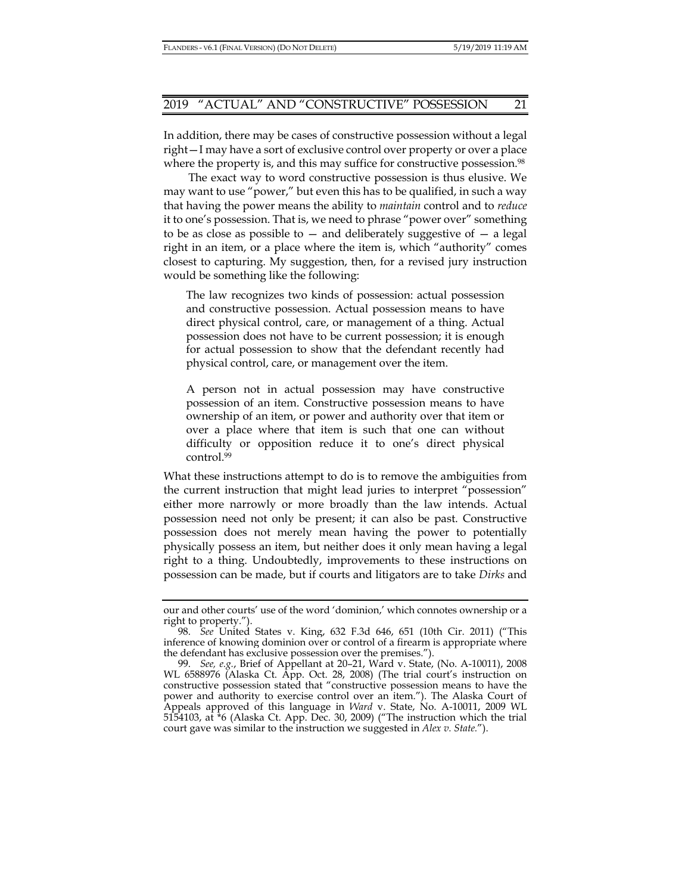In addition, there may be cases of constructive possession without a legal right—I may have a sort of exclusive control over property or over a place where the property is, and this may suffice for constructive possession.[98]

The exact way to word constructive possession is thus elusive. We may want to use "power," but even this has to be qualified, in such a way that having the power means the ability to *maintain* control and to *reduce* it to one's possession. That is, we need to phrase "power over" something to be as close as possible to — and deliberately suggestive of — a legal right in an item, or a place where the item is, which "authority" comes closest to capturing. My suggestion, then, for a revised jury instruction would be something like the following:

> The law recognizes two kinds of possession: actual possession and constructive possession. Actual possession means to have direct physical control, care, or management of a thing. Actual possession does not have to be current possession; it is enough for actual possession to show that the defendant recently had physical control, care, or management over the item.
>
> A person not in actual possession may have constructive possession of an item. Constructive possession means to have ownership of an item, or power and authority over that item or over a place where that item is such that one can without difficulty or opposition reduce it to one's direct physical control.[99]

What these instructions attempt to do is to remove the ambiguities from the current instruction that might lead juries to interpret "possession" either more narrowly or more broadly than the law intends. Actual possession need not only be present; it can also be past. Constructive possession does not merely mean having the power to potentially physically possess an item, but neither does it only mean having a legal right to a thing. Undoubtedly, improvements to these instructions on possession can be made, but if courts and litigators are to take *Dirks* and

---

our and other courts' use of the word 'dominion,' which connotes ownership or a right to property.").

98. *See* United States v. King, 632 F.3d 646, 651 (10th Cir. 2011) ("This inference of knowing dominion over or control of a firearm is appropriate where the defendant has exclusive possession over the premises.").

99. *See, e.g.*, Brief of Appellant at 20–21, Ward v. State, (No. A-10011), 2008 WL 6588976 (Alaska Ct. App. Oct. 28, 2008) (The trial court's instruction on constructive possession stated that "constructive possession means to have the power and authority to exercise control over an item."). The Alaska Court of Appeals approved of this language in *Ward* v. State, No. A-10011, 2009 WL 5154103, at *6 (Alaska Ct. App. Dec. 30, 2009) ("The instruction which the trial court gave was similar to the instruction we suggested in *Alex v. State*.").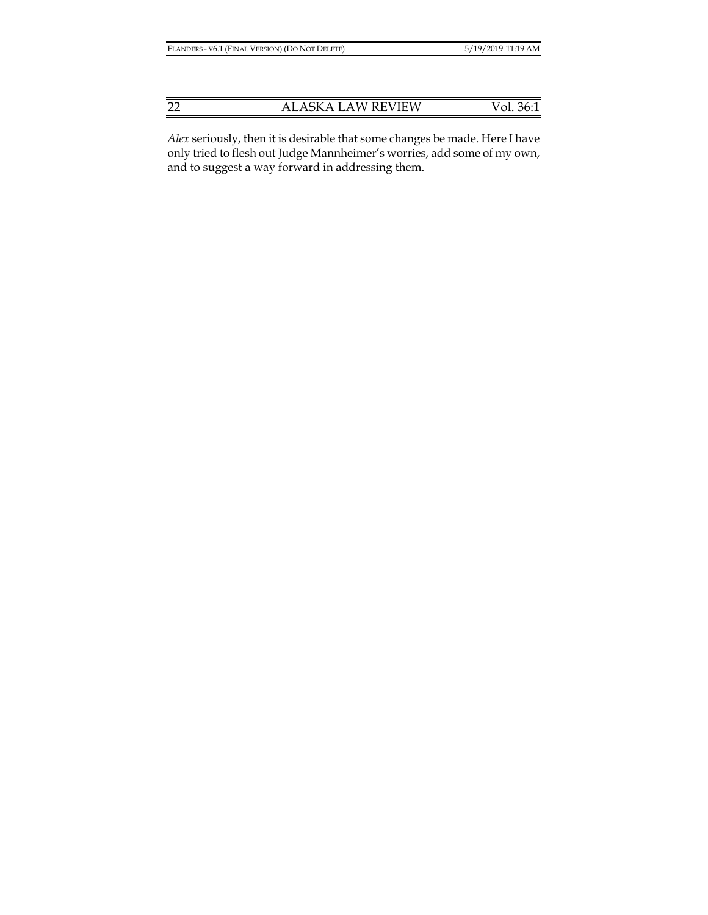*Alex* seriously, then it is desirable that some changes be made. Here I have only tried to flesh out Judge Mannheimer's worries, add some of my own, and to suggest a way forward in addressing them.